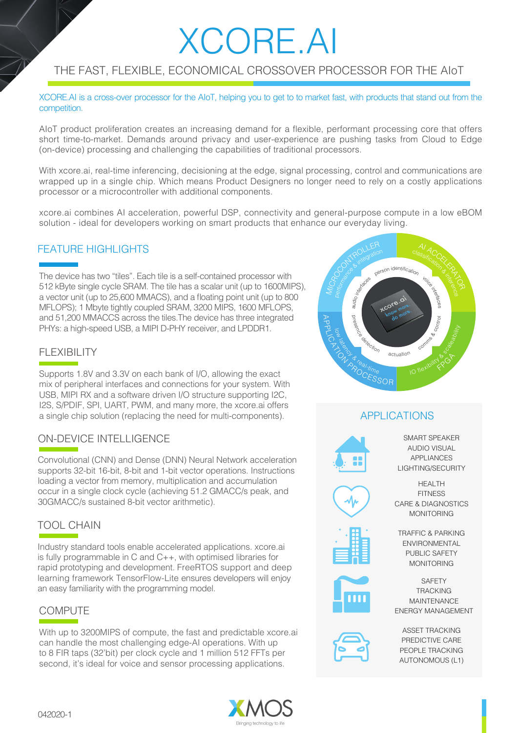# XCORE.AI

## THE FAST, FLEXIBLE, ECONOMICAL CROSSOVER PROCESSOR FOR THE AIoT

XCORE.AI is a cross-over processor for the AIoT, helping you to get to to market fast, with products that stand out from the competition.

AIoT product proliferation creates an increasing demand for a flexible, performant processing core that offers short time-to-market. Demands around privacy and user-experience are pushing tasks from Cloud to Edge (on-device) processing and challenging the capabilities of traditional processors.

With xcore.ai, real-time inferencing, decisioning at the edge, signal processing, control and communications are wrapped up in a single chip. Which means Product Designers no longer need to rely on a costly applications processor or a microcontroller with additional components.

xcore.ai combines AI acceleration, powerful DSP, connectivity and general-purpose compute in a low eBOM solution - ideal for developers working on smart products that enhance our everyday living.

## FEATURE HIGHLIGHTS

The device has two "tiles". Each tile is a self-contained processor with 512 kByte single cycle SRAM. The tile has a scalar unit (up to 1600MIPS), a vector unit (up to 25,600 MMACS), and a floating point unit (up to 800 MFLOPS); 1 Mbyte tightly coupled SRAM, 3200 MIPS, 1600 MFLOPS, and 51,200 MMACCS across the tiles.The device has three integrated PHYs: a high-speed USB, a MIPI D-PHY receiver, and LPDDR1.

### FLEXIBILITY

Supports 1.8V and 3.3V on each bank of I/O, allowing the exact mix of peripheral interfaces and connections for your system. With USB, MIPI RX and a software driven I/O structure supporting I2C, I2S, S/PDIF, SPI, UART, PWM, and many more, the xcore.ai offers a single chip solution (replacing the need for multi-components).

### ON-DEVICE INTELLIGENCE

Convolutional (CNN) and Dense (DNN) Neural Network acceleration supports 32-bit 16-bit, 8-bit and 1-bit vector operations. Instructions loading a vector from memory, multiplication and accumulation occur in a single clock cycle (achieving 51.2 GMACC/s peak, and 30GMACC/s sustained 8-bit vector arithmetic).

### TOOL CHAIN

Industry standard tools enable accelerated applications. xcore.ai is fully programmable in C and C++, with optimised libraries for rapid prototyping and development. FreeRTOS support and deep learning framework TensorFlow-Lite ensures developers will enjoy an easy familiarity with the programming model.

### COMPUTE

With up to 3200MIPS of compute, the fast and predictable xcore.ai can handle the most challenging edge-AI operations. With up to 8 FIR taps (32'bit) per clock cycle and 1 million 512 FFTs per second, it's ideal for voice and sensor processing applications.

MICROCONTROLLER — performance & integration
AI ACCELERATOR — classification & inference
FPGA — IO flexibility & scalability
APPLICATION PROCESSOR — low latency & real-time

person identification · voice interfaces · comms & control · actuation · presence detection · audio interfaces

xcore.ai — know more. do more.

## APPLICATIONS

SMART SPEAKER
AUDIO VISUAL
APPLIANCES
LIGHTING/SECURITY

HEALTH
FITNESS
CARE & DIAGNOSTICS
MONITORING

TRAFFIC & PARKING
ENVIRONMENTAL
PUBLIC SAFETY
MONITORING

SAFETY
TRACKING
MAINTENANCE
ENERGY MANAGEMENT

ASSET TRACKING
PREDICTIVE CARE
PEOPLE TRACKING
AUTONOMOUS (L1)

042020-1

XMOS — Bringing technology to life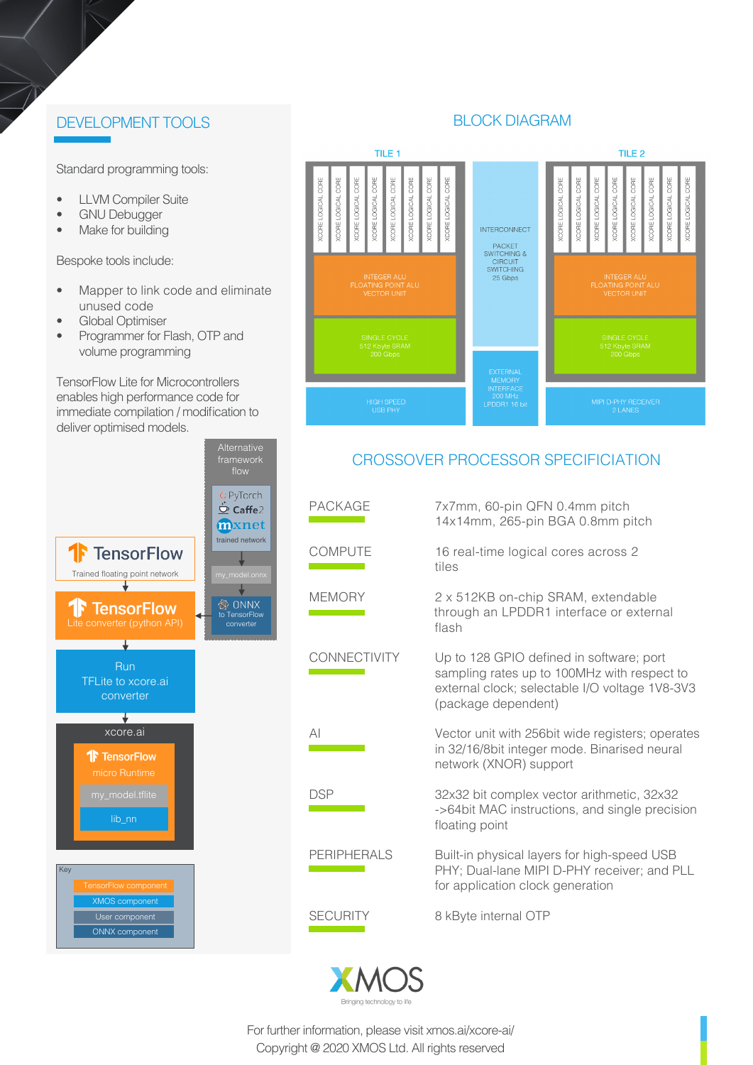## DEVELOPMENT TOOLS

Standard programming tools:

- LLVM Compiler Suite
- GNU Debugger
- Make for building

Bespoke tools include:

- Mapper to link code and eliminate unused code
- Global Optimiser
- Programmer for Flash, OTP and volume programming

TensorFlow Lite for Microcontrollers enables high performance code for immediate compilation / modification to deliver optimised models.

Alternative framework flow

PyTorch
Caffe2
mxnet
trained network

my_model.onnx

ONNX to TensorFlow converter

TensorFlow
Trained floating point network

TensorFlow Lite converter (python API)

Run TFLite to xcore.ai converter

xcore.ai

TensorFlow micro Runtime

my_model.tflite

lib_nn

Key
TensorFlow component
XMOS component
User component
ONNX component

## BLOCK DIAGRAM

TILE 1

XCORE LOGICAL CORE (×8)

INTEGER ALU
FLOATING POINT ALU
VECTOR UNIT

SINGLE CYCLE
512 Kbyte SRAM
200 Gbps

HIGH SPEED USB PHY

INTERCONNECT

PACKET SWITCHING & CIRCUIT SWITCHING
25 Gbps

EXTERNAL MEMORY INTERFACE
200 MHz
LPDDR1 16 bit

TILE 2

XCORE LOGICAL CORE (×8)

INTEGER ALU
FLOATING POINT ALU
VECTOR UNIT

SINGLE CYCLE
512 Kbyte SRAM
200 Gbps

MIPI D-PHY RECEIVER
2 LANES

## CROSSOVER PROCESSOR SPECIFICIATION

| | |
|---|---|
| PACKAGE | 7x7mm, 60-pin QFN 0.4mm pitch<br>14x14mm, 265-pin BGA 0.8mm pitch |
| COMPUTE | 16 real-time logical cores across 2 tiles |
| MEMORY | 2 x 512KB on-chip SRAM, extendable through an LPDDR1 interface or external flash |
| CONNECTIVITY | Up to 128 GPIO defined in software; port sampling rates up to 100MHz with respect to external clock; selectable I/O voltage 1V8-3V3 (package dependent) |
| AI | Vector unit with 256bit wide registers; operates in 32/16/8bit integer mode. Binarised neural network (XNOR) support |
| DSP | 32x32 bit complex vector arithmetic, 32x32 ->64bit MAC instructions, and single precision floating point |
| PERIPHERALS | Built-in physical layers for high-speed USB PHY; Dual-lane MIPI D-PHY receiver; and PLL for application clock generation |
| SECURITY | 8 kByte internal OTP |

XMOS
Bringing technology to life

For further information, please visit xmos.ai/xcore-ai/
Copyright @ 2020 XMOS Ltd. All rights reserved